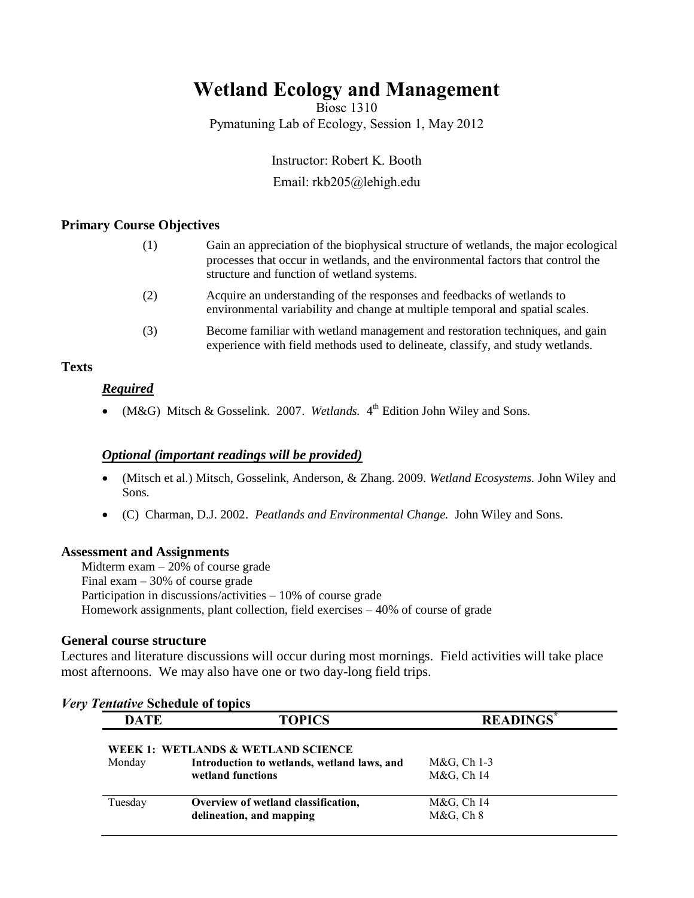# Wetland Ecology and Management

Biosc 1310

Pymatuning Lab of Ecology, Session 1, May 2012

Instructor: Robert K. Booth

Email: rkb205@lehigh.edu

## Primary Course Objectives

(1) Gain an appreciation of the biophysical structure of wetlands, the major ecological processes that occur in wetlands, and the environmental factors that control the structure and function of wetland systems.

(2) Acquire an understanding of the responses and feedbacks of wetlands to environmental variability and change at multiple temporal and spatial scales.

(3) Become familiar with wetland management and restoration techniques, and gain experience with field methods used to delineate, classify, and study wetlands.

## Texts

***Required***

- (M&G) Mitsch & Gosselink. 2007. *Wetlands.* 4th Edition John Wiley and Sons.

***Optional (important readings will be provided)***

- (Mitsch et al.) Mitsch, Gosselink, Anderson, & Zhang. 2009. *Wetland Ecosystems.* John Wiley and Sons.
- (C) Charman, D.J. 2002. *Peatlands and Environmental Change.* John Wiley and Sons.

## Assessment and Assignments

Midterm exam – 20% of course grade
Final exam – 30% of course grade
Participation in discussions/activities – 10% of course grade
Homework assignments, plant collection, field exercises – 40% of course of grade

## General course structure

Lectures and literature discussions will occur during most mornings. Field activities will take place most afternoons. We may also have one or two day-long field trips.

### *Very Tentative* Schedule of topics

| DATE | TOPICS | READINGS* |
|---|---|---|
| **WEEK 1: WETLANDS & WETLAND SCIENCE** | | |
| Monday | **Introduction to wetlands, wetland laws, and wetland functions** | M&G, Ch 1-3<br>M&G, Ch 14 |
| Tuesday | **Overview of wetland classification, delineation, and mapping** | M&G, Ch 14<br>M&G, Ch 8 |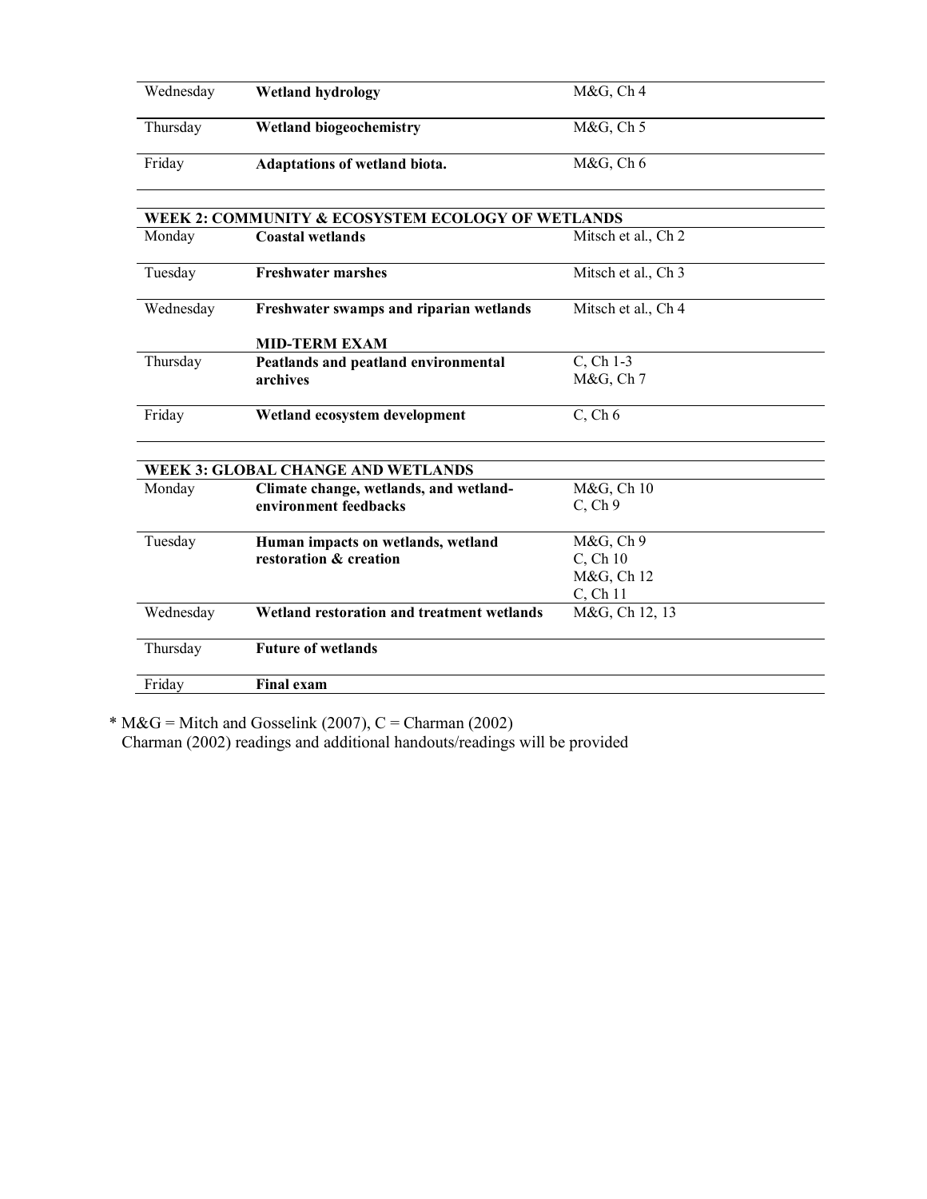| | | |
|---|---|---|
| Wednesday | **Wetland hydrology** | M&G, Ch 4 |
| Thursday | **Wetland biogeochemistry** | M&G, Ch 5 |
| Friday | **Adaptations of wetland biota.** | M&G, Ch 6 |
| **WEEK 2: COMMUNITY & ECOSYSTEM ECOLOGY OF WETLANDS** | | |
| Monday | **Coastal wetlands** | Mitsch et al., Ch 2 |
| Tuesday | **Freshwater marshes** | Mitsch et al., Ch 3 |
| Wednesday | **Freshwater swamps and riparian wetlands**<br><br>**MID-TERM EXAM** | Mitsch et al., Ch 4 |
| Thursday | **Peatlands and peatland environmental archives** | C, Ch 1-3<br>M&G, Ch 7 |
| Friday | **Wetland ecosystem development** | C, Ch 6 |
| **WEEK 3: GLOBAL CHANGE AND WETLANDS** | | |
| Monday | **Climate change, wetlands, and wetland-environment feedbacks** | M&G, Ch 10<br>C, Ch 9 |
| Tuesday | **Human impacts on wetlands, wetland restoration & creation** | M&G, Ch 9<br>C, Ch 10<br>M&G, Ch 12<br>C, Ch 11 |
| Wednesday | **Wetland restoration and treatment wetlands** | M&G, Ch 12, 13 |
| Thursday | **Future of wetlands** | |
| Friday | **Final exam** | |

* M&G = Mitch and Gosselink (2007), C = Charman (2002)
Charman (2002) readings and additional handouts/readings will be provided